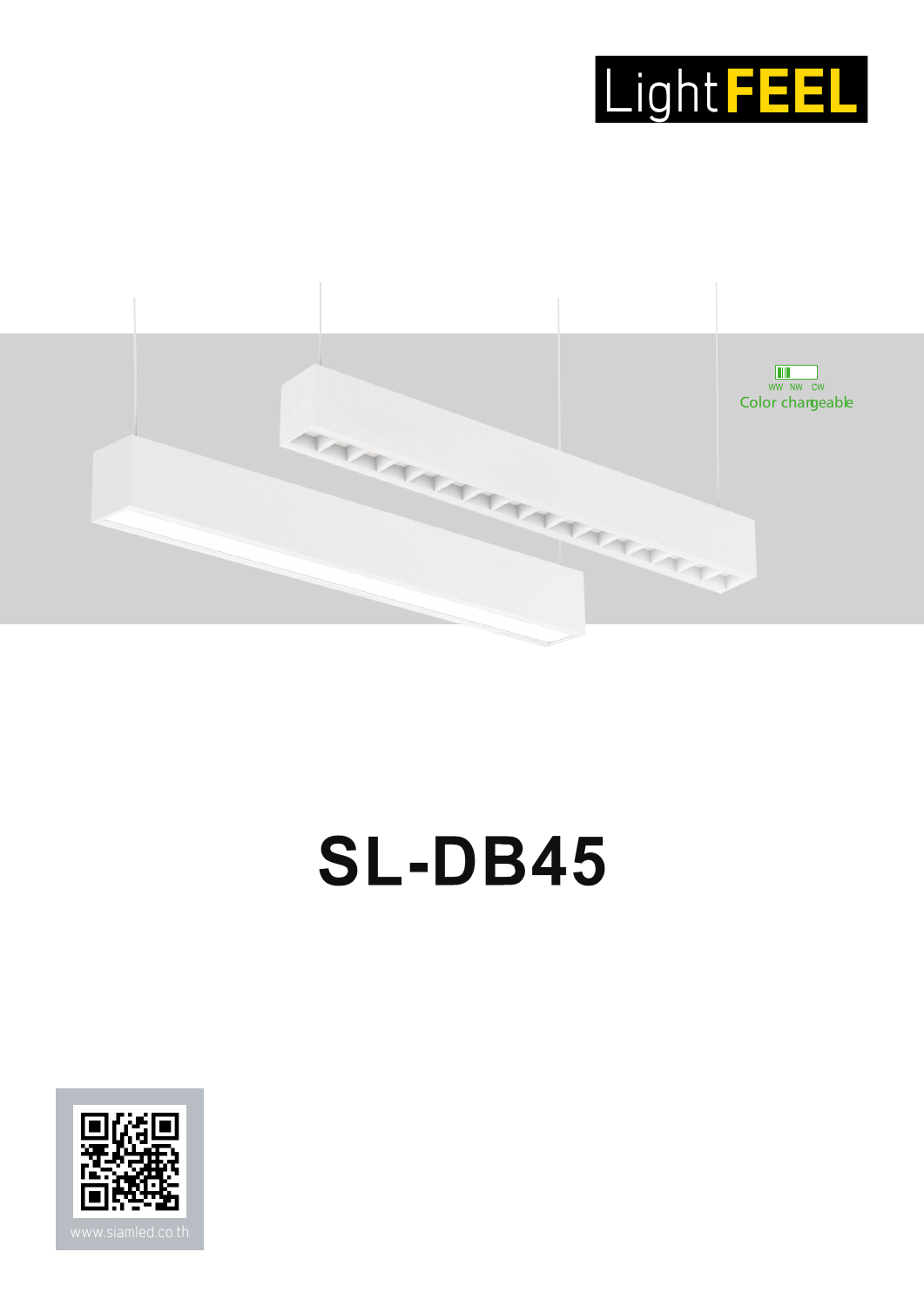LightFEEL

WW NW CW
Color changeable

# SL-DB45

www.siamled.co.th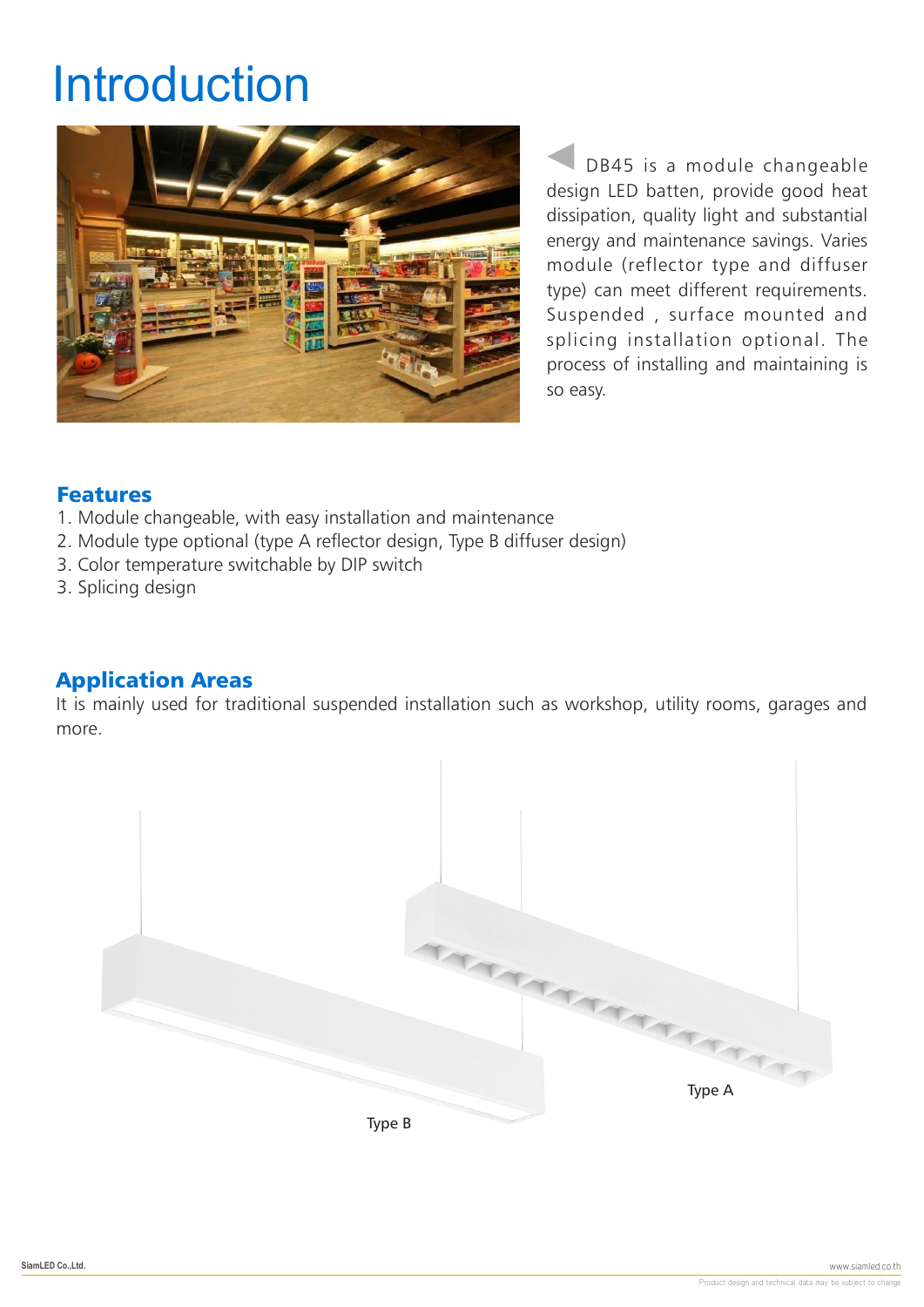# Introduction

DB45 is a module changeable design LED batten, provide good heat dissipation, quality light and substantial energy and maintenance savings. Varies module (reflector type and diffuser type) can meet different requirements. Suspended , surface mounted and splicing installation optional. The process of installing and maintaining is so easy.

## Features

1. Module changeable, with easy installation and maintenance
2. Module type optional (type A reflector design, Type B diffuser design)
3. Color temperature switchable by DIP switch
3. Splicing design

## Application Areas

It is mainly used for traditional suspended installation such as workshop, utility rooms, garages and more.

Type A

Type B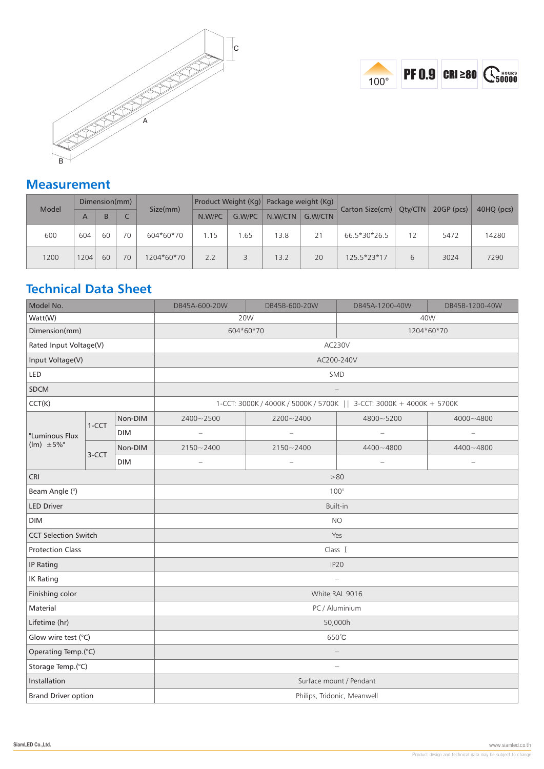A B C

100° PF 0.9 CRI ≥80 HOURS 50000

## Measurement

| Model | Dimension(mm) | | | Size(mm) | Product Weight (Kg) | | Package weight (Kg) | | Carton Size(cm) | Qty/CTN | 20GP (pcs) | 40HQ (pcs) |
|---|---|---|---|---|---|---|---|---|---|---|---|---|
| | A | B | C | | N.W/PC | G.W/PC | N.W/CTN | G.W/CTN | | | | |
| 600 | 604 | 60 | 70 | 604*60*70 | 1.15 | 1.65 | 13.8 | 21 | 66.5*30*26.5 | 12 | 5472 | 14280 |
| 1200 | 1204 | 60 | 70 | 1204*60*70 | 2.2 | 3 | 13.2 | 20 | 125.5*23*17 | 6 | 3024 | 7290 |

## Technical Data Sheet

| Model No. | | | DB45A-600-20W | DB45B-600-20W | DB45A-1200-40W | DB45B-1200-40W |
|---|---|---|---|---|---|---|
| Watt(W) | | | 20W | | 40W | |
| Dimension(mm) | | | 604*60*70 | | 1204*60*70 | |
| Rated Input Voltage(V) | | | AC230V | | | |
| Input Voltage(V) | | | AC200-240V | | | |
| LED | | | SMD | | | |
| SDCM | | | – | | | |
| CCT(K) | | | 1-CCT: 3000K / 4000K / 5000K / 5700K \|\| 3-CCT: 3000K + 4000K + 5700K | | | |
| "Luminous Flux (lm) ±5%" | 1-CCT | Non-DIM | 2400~2500 | 2200~2400 | 4800~5200 | 4000~4800 |
| | | DIM | – | – | – | – |
| | 3-CCT | Non-DIM | 2150~2400 | 2150~2400 | 4400~4800 | 4400~4800 |
| | | DIM | – | – | – | – |
| CRI | | | >80 | | | |
| Beam Angle (°) | | | 100° | | | |
| LED Driver | | | Built-in | | | |
| DIM | | | NO | | | |
| CCT Selection Switch | | | Yes | | | |
| Protection Class | | | Class I | | | |
| IP Rating | | | IP20 | | | |
| IK Rating | | | – | | | |
| Finishing color | | | White RAL 9016 | | | |
| Material | | | PC / Aluminium | | | |
| Lifetime (hr) | | | 50,000h | | | |
| Glow wire test (°C) | | | 650°C | | | |
| Operating Temp.(°C) | | | – | | | |
| Storage Temp.(°C) | | | – | | | |
| Installation | | | Surface mount / Pendant | | | |
| Brand Driver option | | | Philips, Tridonic, Meanwell | | | |

SiamLED Co.,Ltd. www.siamled.co.th

Product design and technical data may be subject to change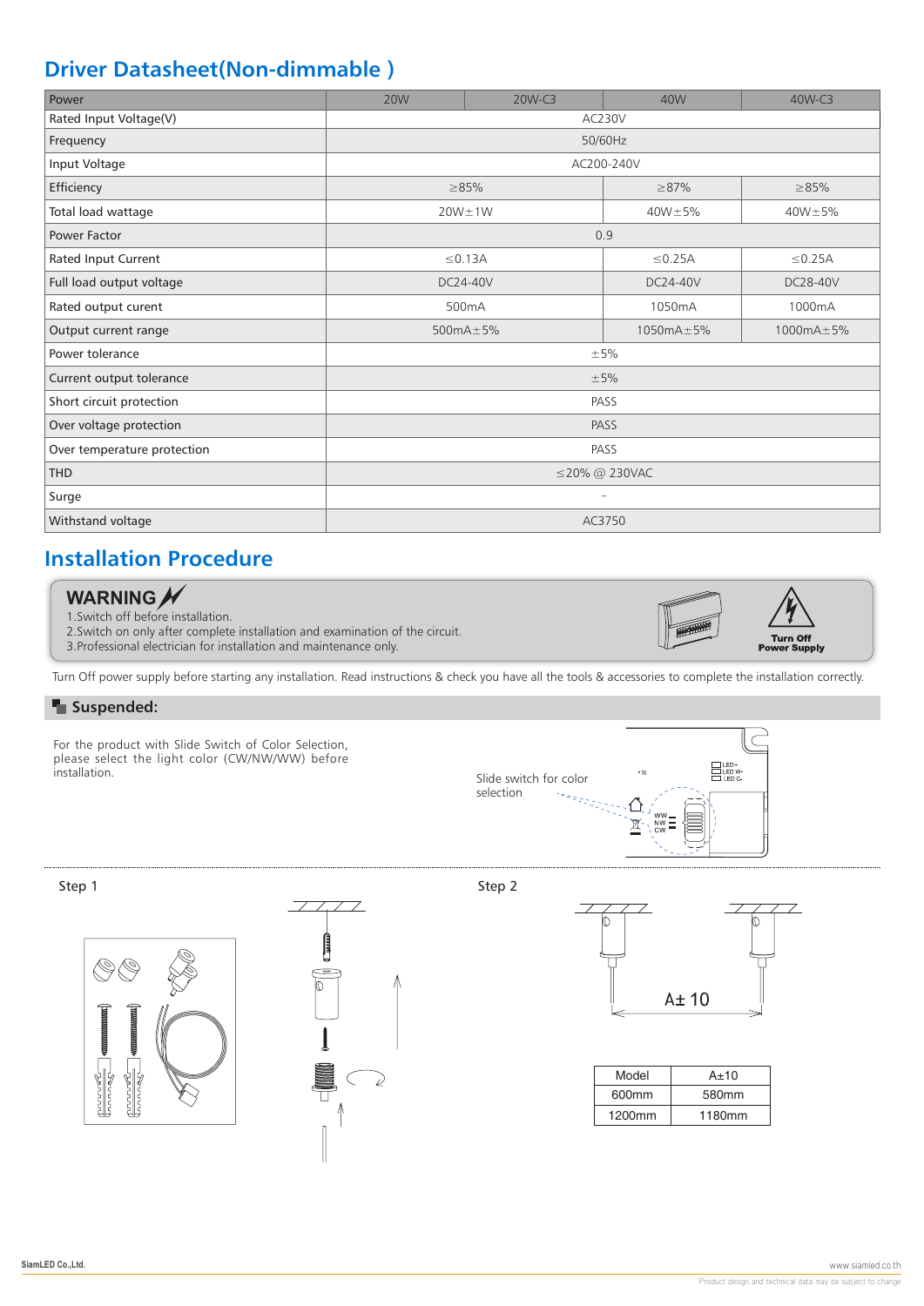# Driver Datasheet(Non-dimmable )

| Power | 20W | 20W-C3 | 40W | 40W-C3 |
|---|---|---|---|---|
| Rated Input Voltage(V) | AC230V | | | |
| Frequency | 50/60Hz | | | |
| Input Voltage | AC200-240V | | | |
| Efficiency | ≥85% | | ≥87% | ≥85% |
| Total load wattage | 20W±1W | | 40W±5% | 40W±5% |
| Power Factor | 0.9 | | | |
| Rated Input Current | ≤0.13A | | ≤0.25A | ≤0.25A |
| Full load output voltage | DC24-40V | | DC24-40V | DC28-40V |
| Rated output curent | 500mA | | 1050mA | 1000mA |
| Output current range | 500mA±5% | | 1050mA±5% | 1000mA±5% |
| Power tolerance | ±5% | | | |
| Current output tolerance | ±5% | | | |
| Short circuit protection | PASS | | | |
| Over voltage protection | PASS | | | |
| Over temperature protection | PASS | | | |
| THD | ≤20% @ 230VAC | | | |
| Surge | – | | | |
| Withstand voltage | AC3750 | | | |

# Installation Procedure

**WARNING**

1.Switch off before installation.
2.Switch on only after complete installation and examination of the circuit.
3.Professional electrician for installation and maintenance only.

**Turn Off Power Supply**

Turn Off power supply before starting any installation. Read instructions & check you have all the tools & accessories to complete the installation correctly.

## Suspended:

For the product with Slide Switch of Color Selection, please select the light color (CW/NW/WW) before installation.

Slide switch for color selection

LED+
LED W-
LED C-

WW
NW
CW

Step 1

Step 2

A± 10

| Model | A±10 |
|---|---|
| 600mm | 580mm |
| 1200mm | 1180mm |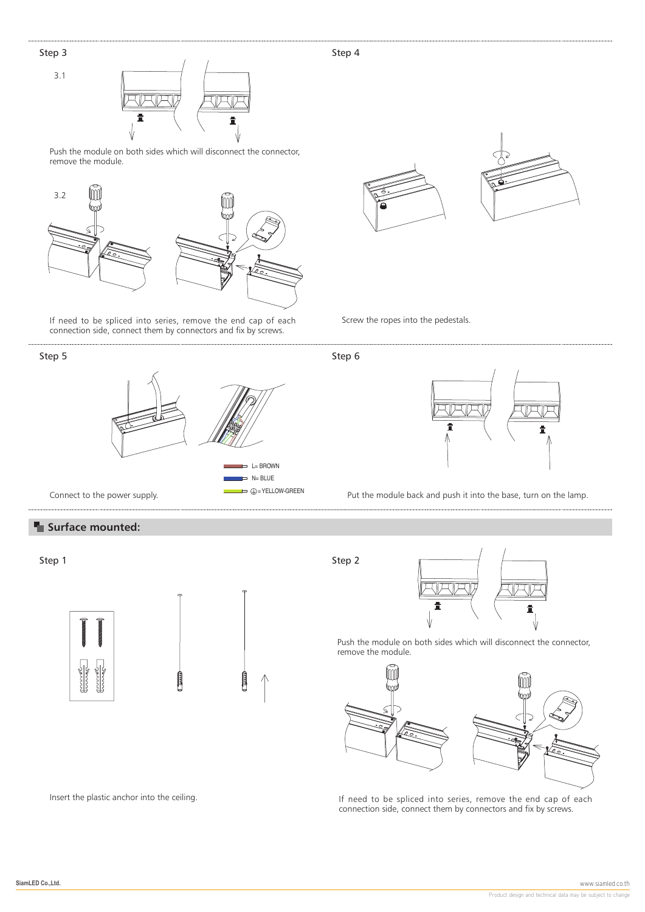Step 3

3.1

Push the module on both sides which will disconnect the connector, remove the module.

3.2

If need to be spliced into series, remove the end cap of each connection side, connect them by connectors and fix by screws.

Step 4

Screw the ropes into the pedestals.

Step 5

L= BROWN

N= BLUE

⏚=YELLOW-GREEN

Connect to the power supply.

Step 6

Put the module back and push it into the base, turn on the lamp.

## Surface mounted:

Step 1

Insert the plastic anchor into the ceiling.

Step 2

Push the module on both sides which will disconnect the connector, remove the module.

If need to be spliced into series, remove the end cap of each connection side, connect them by connectors and fix by screws.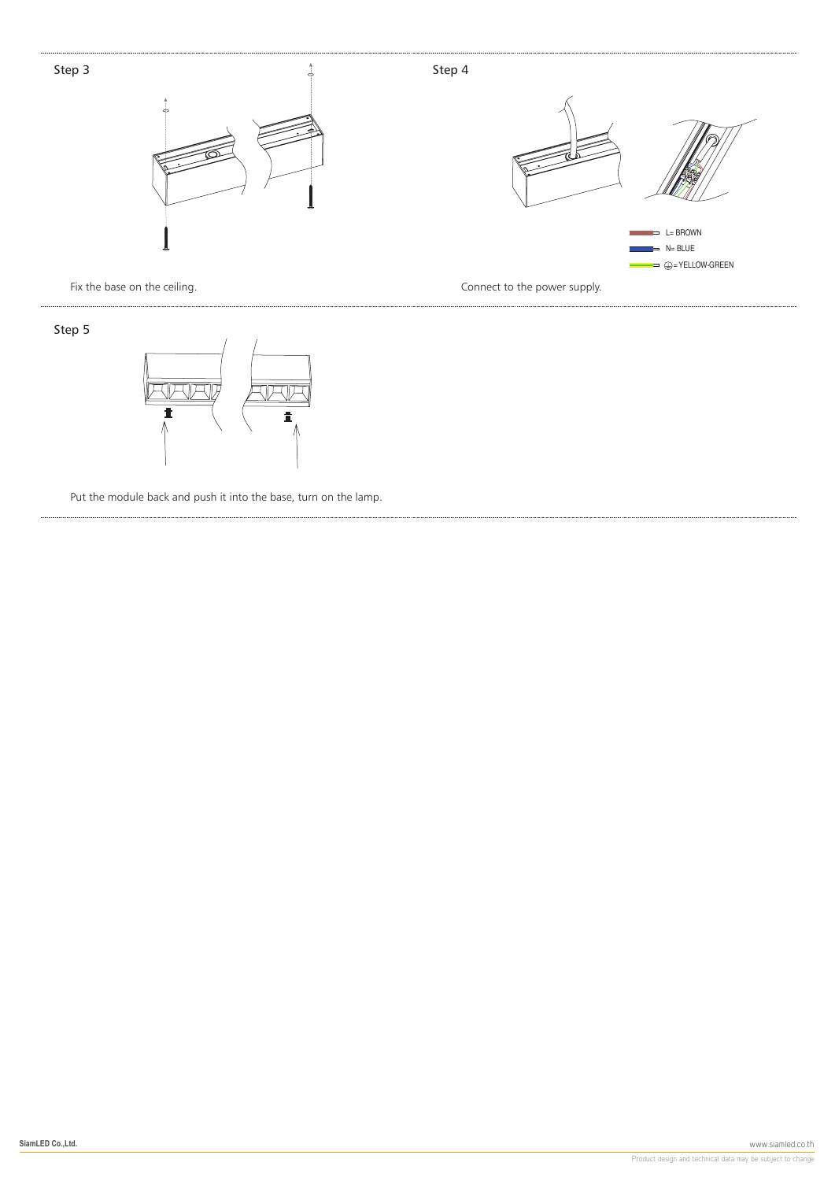## Step 3

Fix the base on the ceiling.

## Step 4

L= BROWN

N= BLUE

⏚= YELLOW-GREEN

Connect to the power supply.

## Step 5

Put the module back and push it into the base, turn on the lamp.